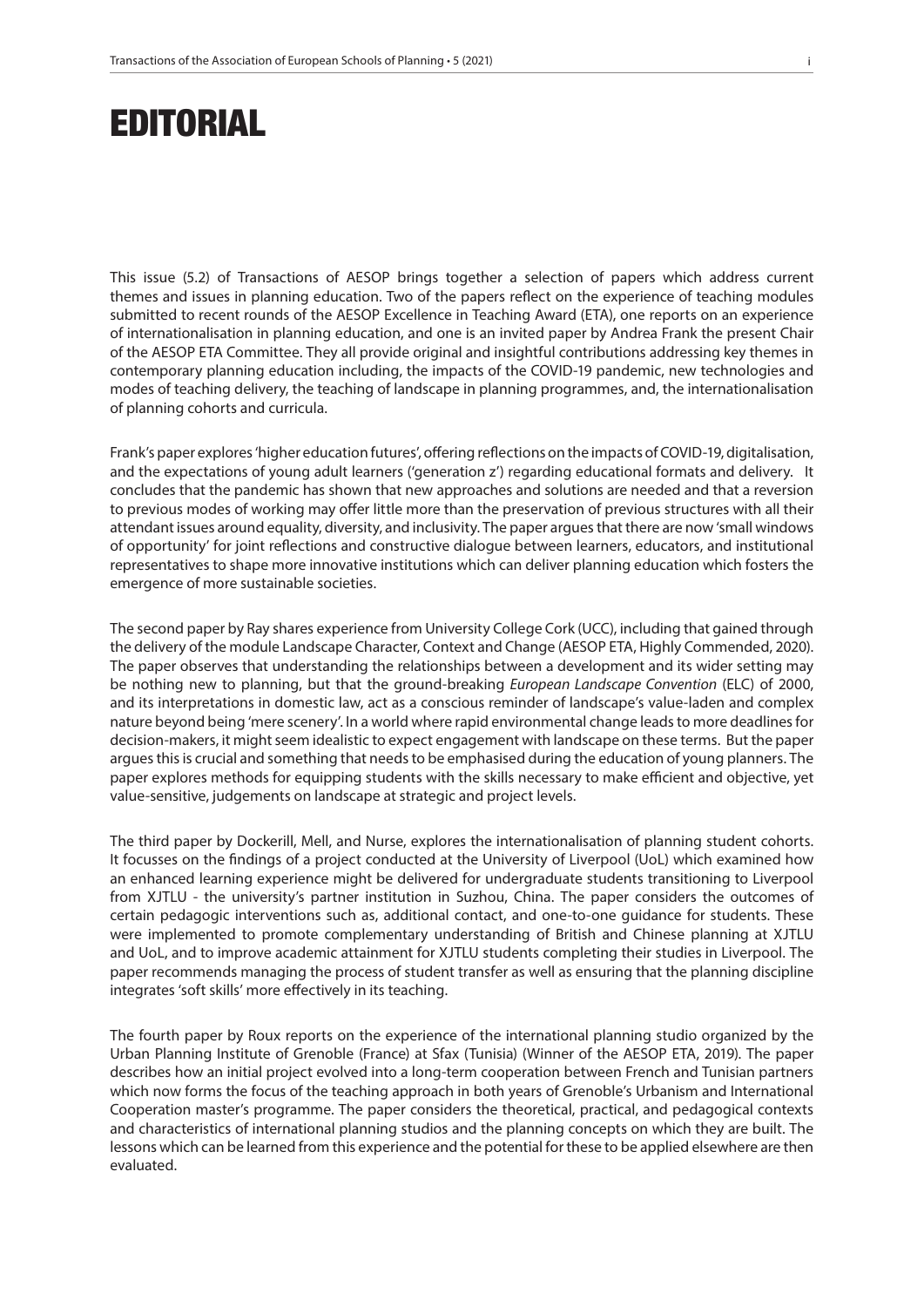# EDITORIAL

This issue (5.2) of Transactions of AESOP brings together a selection of papers which address current themes and issues in planning education. Two of the papers reflect on the experience of teaching modules submitted to recent rounds of the AESOP Excellence in Teaching Award (ETA), one reports on an experience of internationalisation in planning education, and one is an invited paper by Andrea Frank the present Chair of the AESOP ETA Committee. They all provide original and insightful contributions addressing key themes in contemporary planning education including, the impacts of the COVID-19 pandemic, new technologies and modes of teaching delivery, the teaching of landscape in planning programmes, and, the internationalisation of planning cohorts and curricula.

Frank's paper explores 'higher education futures', offering reflections on the impacts of COVID-19, digitalisation, and the expectations of young adult learners ('generation z') regarding educational formats and delivery. It concludes that the pandemic has shown that new approaches and solutions are needed and that a reversion to previous modes of working may offer little more than the preservation of previous structures with all their attendant issues around equality, diversity, and inclusivity. The paper argues that there are now 'small windows of opportunity' for joint reflections and constructive dialogue between learners, educators, and institutional representatives to shape more innovative institutions which can deliver planning education which fosters the emergence of more sustainable societies.

The second paper by Ray shares experience from University College Cork (UCC), including that gained through the delivery of the module Landscape Character, Context and Change (AESOP ETA, Highly Commended, 2020). The paper observes that understanding the relationships between a development and its wider setting may be nothing new to planning, but that the ground-breaking *European Landscape Convention* (ELC) of 2000, and its interpretations in domestic law, act as a conscious reminder of landscape's value-laden and complex nature beyond being 'mere scenery'. In a world where rapid environmental change leads to more deadlines for decision-makers, it might seem idealistic to expect engagement with landscape on these terms. But the paper argues this is crucial and something that needs to be emphasised during the education of young planners. The paper explores methods for equipping students with the skills necessary to make efficient and objective, yet value-sensitive, judgements on landscape at strategic and project levels.

The third paper by Dockerill, Mell, and Nurse, explores the internationalisation of planning student cohorts. It focusses on the findings of a project conducted at the University of Liverpool (UoL) which examined how an enhanced learning experience might be delivered for undergraduate students transitioning to Liverpool from XJTLU - the university's partner institution in Suzhou, China. The paper considers the outcomes of certain pedagogic interventions such as, additional contact, and one-to-one guidance for students. These were implemented to promote complementary understanding of British and Chinese planning at XJTLU and UoL, and to improve academic attainment for XJTLU students completing their studies in Liverpool. The paper recommends managing the process of student transfer as well as ensuring that the planning discipline integrates 'soft skills' more effectively in its teaching.

The fourth paper by Roux reports on the experience of the international planning studio organized by the Urban Planning Institute of Grenoble (France) at Sfax (Tunisia) (Winner of the AESOP ETA, 2019). The paper describes how an initial project evolved into a long-term cooperation between French and Tunisian partners which now forms the focus of the teaching approach in both years of Grenoble's Urbanism and International Cooperation master's programme. The paper considers the theoretical, practical, and pedagogical contexts and characteristics of international planning studios and the planning concepts on which they are built. The lessons which can be learned from this experience and the potential for these to be applied elsewhere are then evaluated.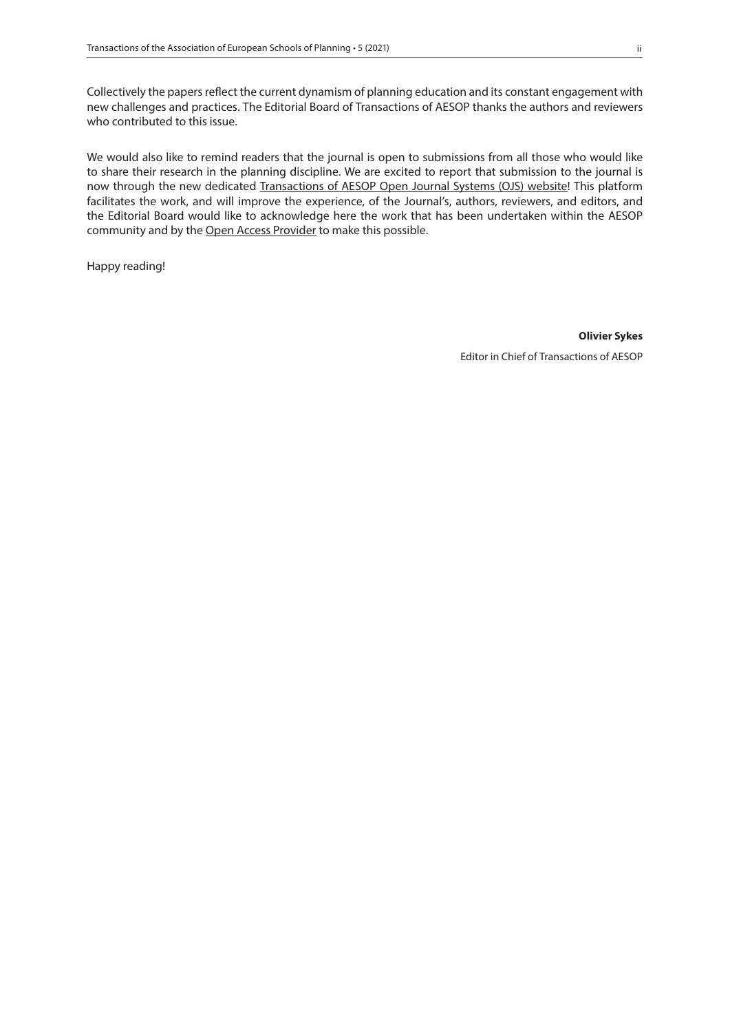Collectively the papers reflect the current dynamism of planning education and its constant engagement with new challenges and practices. The Editorial Board of Transactions of AESOP thanks the authors and reviewers who contributed to this issue.

We would also like to remind readers that the journal is open to submissions from all those who would like to share their research in the planning discipline. We are excited to report that submission to the journal is now through the new dedicated Transactions of AESOP Open Journal Systems (OJS) website! This platform facilitates the work, and will improve the experience, of the Journal's, authors, reviewers, and editors, and the Editorial Board would like to acknowledge here the work that has been undertaken within the AESOP community and by the Open Access Provider to make this possible.

Happy reading!

**Olivier Sykes**

Editor in Chief of Transactions of AESOP